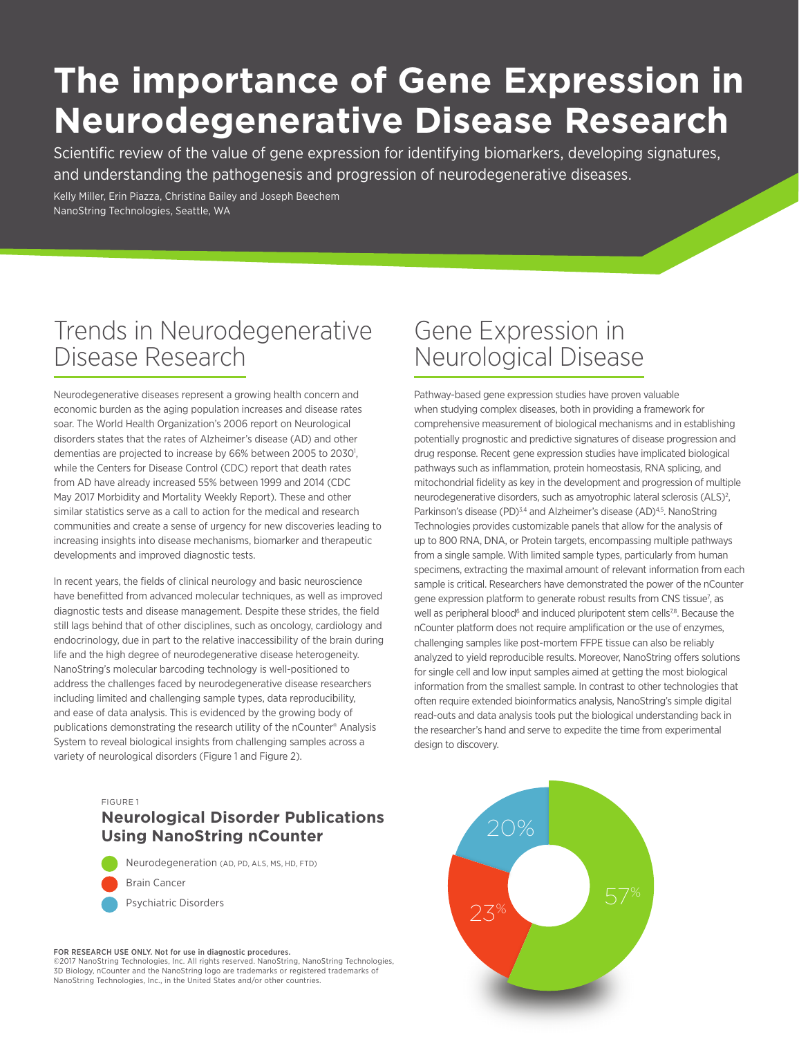# The importance of Gene Expression in Neurodegenerative Disease Research

Scientific review of the value of gene expression for identifying biomarkers, developing signatures, and understanding the pathogenesis and progression of neurodegenerative diseases.

Kelly Miller, Erin Piazza, Christina Bailey and Joseph Beechem
NanoString Technologies, Seattle, WA

## Trends in Neurodegenerative Disease Research

Neurodegenerative diseases represent a growing health concern and economic burden as the aging population increases and disease rates soar. The World Health Organization's 2006 report on Neurological disorders states that the rates of Alzheimer's disease (AD) and other dementias are projected to increase by 66% between 2005 to 2030[1], while the Centers for Disease Control (CDC) report that death rates from AD have already increased 55% between 1999 and 2014 (CDC May 2017 Morbidity and Mortality Weekly Report). These and other similar statistics serve as a call to action for the medical and research communities and create a sense of urgency for new discoveries leading to increasing insights into disease mechanisms, biomarker and therapeutic developments and improved diagnostic tests.

In recent years, the fields of clinical neurology and basic neuroscience have benefitted from advanced molecular techniques, as well as improved diagnostic tests and disease management. Despite these strides, the field still lags behind that of other disciplines, such as oncology, cardiology and endocrinology, due in part to the relative inaccessibility of the brain during life and the high degree of neurodegenerative disease heterogeneity. NanoString's molecular barcoding technology is well-positioned to address the challenges faced by neurodegenerative disease researchers including limited and challenging sample types, data reproducibility, and ease of data analysis. This is evidenced by the growing body of publications demonstrating the research utility of the nCounter® Analysis System to reveal biological insights from challenging samples across a variety of neurological disorders (Figure 1 and Figure 2).

## Gene Expression in Neurological Disease

Pathway-based gene expression studies have proven valuable when studying complex diseases, both in providing a framework for comprehensive measurement of biological mechanisms and in establishing potentially prognostic and predictive signatures of disease progression and drug response. Recent gene expression studies have implicated biological pathways such as inflammation, protein homeostasis, RNA splicing, and mitochondrial fidelity as key in the development and progression of multiple neurodegenerative disorders, such as amyotrophic lateral sclerosis (ALS)[2], Parkinson's disease (PD)[3,4] and Alzheimer's disease (AD)[4,5]. NanoString Technologies provides customizable panels that allow for the analysis of up to 800 RNA, DNA, or Protein targets, encompassing multiple pathways from a single sample. With limited sample types, particularly from human specimens, extracting the maximal amount of relevant information from each sample is critical. Researchers have demonstrated the power of the nCounter gene expression platform to generate robust results from CNS tissue[7], as well as peripheral blood[6] and induced pluripotent stem cells[7,8]. Because the nCounter platform does not require amplification or the use of enzymes, challenging samples like post-mortem FFPE tissue can also be reliably analyzed to yield reproducible results. Moreover, NanoString offers solutions for single cell and low input samples aimed at getting the most biological information from the smallest sample. In contrast to other technologies that often require extended bioinformatics analysis, NanoString's simple digital read-outs and data analysis tools put the biological understanding back in the researcher's hand and serve to expedite the time from experimental design to discovery.

FIGURE 1

**Neurological Disorder Publications Using NanoString nCounter**

- Neurodegeneration (AD, PD, ALS, MS, HD, FTD) — 57%
- Brain Cancer — 23%
- Psychiatric Disorders — 20%

**FOR RESEARCH USE ONLY. Not for use in diagnostic procedures.**
©2017 NanoString Technologies, Inc. All rights reserved. NanoString, NanoString Technologies, 3D Biology, nCounter and the NanoString logo are trademarks or registered trademarks of NanoString Technologies, Inc., in the United States and/or other countries.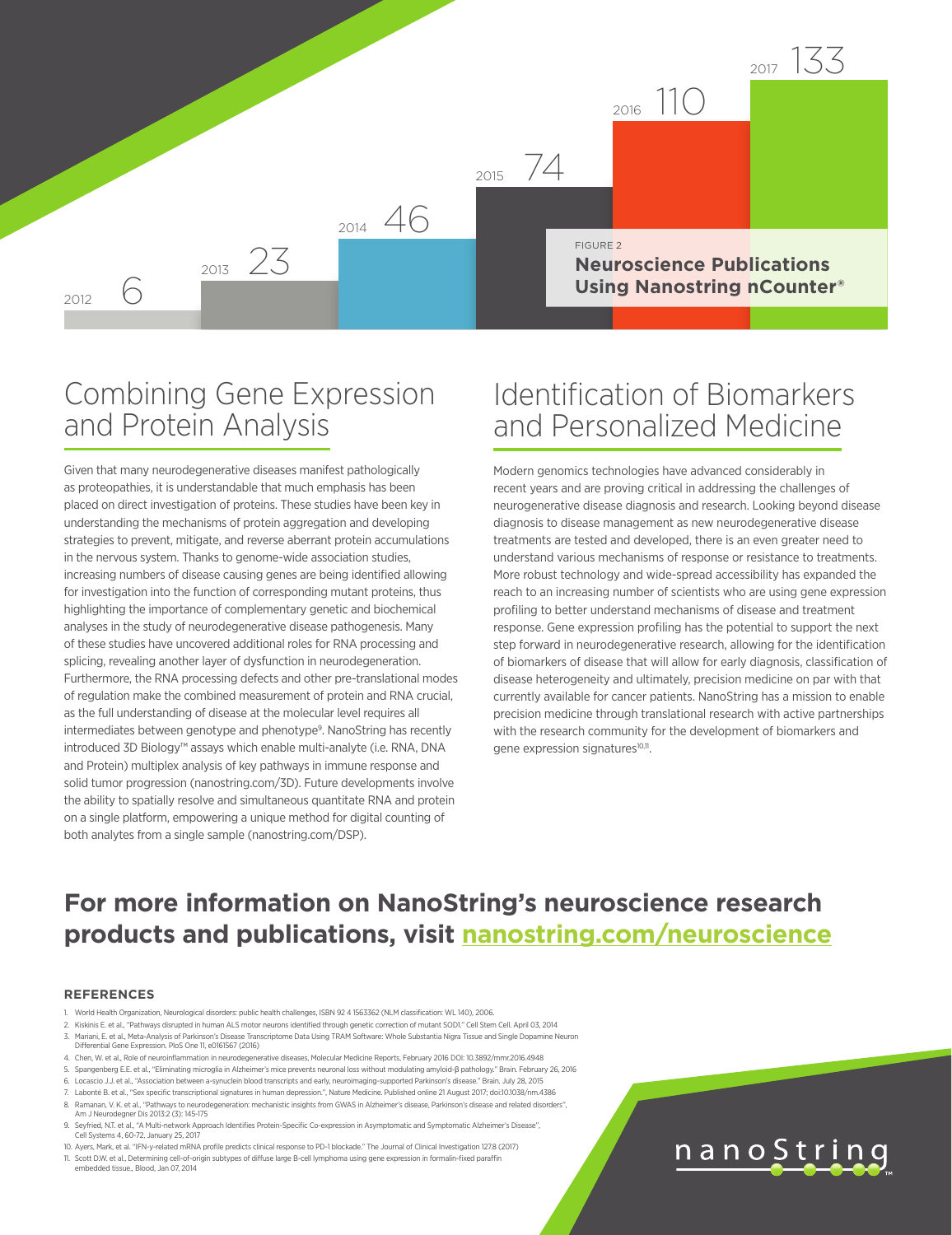2012 6

2013 23

2014 46

2015 74

2016 110

2017 133

FIGURE 2

**Neuroscience Publications Using Nanostring nCounter®**

## Combining Gene Expression and Protein Analysis

Given that many neurodegenerative diseases manifest pathologically as proteopathies, it is understandable that much emphasis has been placed on direct investigation of proteins. These studies have been key in understanding the mechanisms of protein aggregation and developing strategies to prevent, mitigate, and reverse aberrant protein accumulations in the nervous system. Thanks to genome-wide association studies, increasing numbers of disease causing genes are being identified allowing for investigation into the function of corresponding mutant proteins, thus highlighting the importance of complementary genetic and biochemical analyses in the study of neurodegenerative disease pathogenesis. Many of these studies have uncovered additional roles for RNA processing and splicing, revealing another layer of dysfunction in neurodegeneration. Furthermore, the RNA processing defects and other pre-translational modes of regulation make the combined measurement of protein and RNA crucial, as the full understanding of disease at the molecular level requires all intermediates between genotype and phenotype[9]. NanoString has recently introduced 3D Biology™ assays which enable multi-analyte (i.e. RNA, DNA and Protein) multiplex analysis of key pathways in immune response and solid tumor progression (nanostring.com/3D). Future developments involve the ability to spatially resolve and simultaneous quantitate RNA and protein on a single platform, empowering a unique method for digital counting of both analytes from a single sample (nanostring.com/DSP).

## Identification of Biomarkers and Personalized Medicine

Modern genomics technologies have advanced considerably in recent years and are proving critical in addressing the challenges of neurodegenerative disease diagnosis and research. Looking beyond disease diagnosis to disease management as new neurodegenerative disease treatments are tested and developed, there is an even greater need to understand various mechanisms of response or resistance to treatments. More robust technology and wide-spread accessibility has expanded the reach to an increasing number of scientists who are using gene expression profiling to better understand mechanisms of disease and treatment response. Gene expression profiling has the potential to support the next step forward in neurodegenerative research, allowing for the identification of biomarkers of disease that will allow for early diagnosis, classification of disease heterogeneity and ultimately, precision medicine on par with that currently available for cancer patients. NanoString has a mission to enable precision medicine through translational research with active partnerships with the research community for the development of biomarkers and gene expression signatures[10,11].

## For more information on NanoString's neuroscience research products and publications, visit nanostring.com/neuroscience

### REFERENCES

1. World Health Organization, Neurological disorders: public health challenges, ISBN 92 4 1563362 (NLM classification: WL 140), 2006.
2. Kiskinis E. et al., "Pathways disrupted in human ALS motor neurons identified through genetic correction of mutant SOD1." Cell Stem Cell. April 03, 2014
3. Mariani, E. et al., Meta-Analysis of Parkinson's Disease Transcriptome Data Using TRAM Software: Whole Substantia Nigra Tissue and Single Dopamine Neuron Differential Gene Expression. PloS One 11, e0161567 (2016)
4. Chen, W. et al., Role of neuroinflammation in neurodegenerative diseases, Molecular Medicine Reports, February 2016 DOI: 10.3892/mmr.2016.4948
5. Spangenberg E.E. et al., "Eliminating microglia in Alzheimer's mice prevents neuronal loss without modulating amyloid-β pathology." Brain. February 26, 2016
6. Locascio J.J. et al., "Association between a-synuclein blood transcripts and early, neuroimaging-supported Parkinson's disease." Brain. July 28, 2015
7. Labonté B. et al., "Sex specific transcriptional signatures in human depression.", Nature Medicine. Published online 21 August 2017; doi:10.1038/nm.4386
8. Ramanan, V. K. et al., "Pathways to neurodegeneration: mechanistic insights from GWAS in Alzheimer's disease, Parkinson's disease and related disorders", Am J Neurodegner Dis 2013:2 (3): 145-175
9. Seyfried, N.T. et al., "A Multi-network Approach Identifies Protein-Specific Co-expression in Asymptomatic and Symptomatic Alzheimer's Disease", Cell Systems 4, 60-72, January 25, 2017
10. Ayers, Mark, et al. "IFN-γ-related mRNA profile predicts clinical response to PD-1 blockade." The Journal of Clinical Investigation 127.8 (2017)
11. Scott D.W. et al., Determining cell-of-origin subtypes of diffuse large B-cell lymphoma using gene expression in formalin-fixed paraffin embedded tissue., Blood, Jan 07, 2014

nanoString